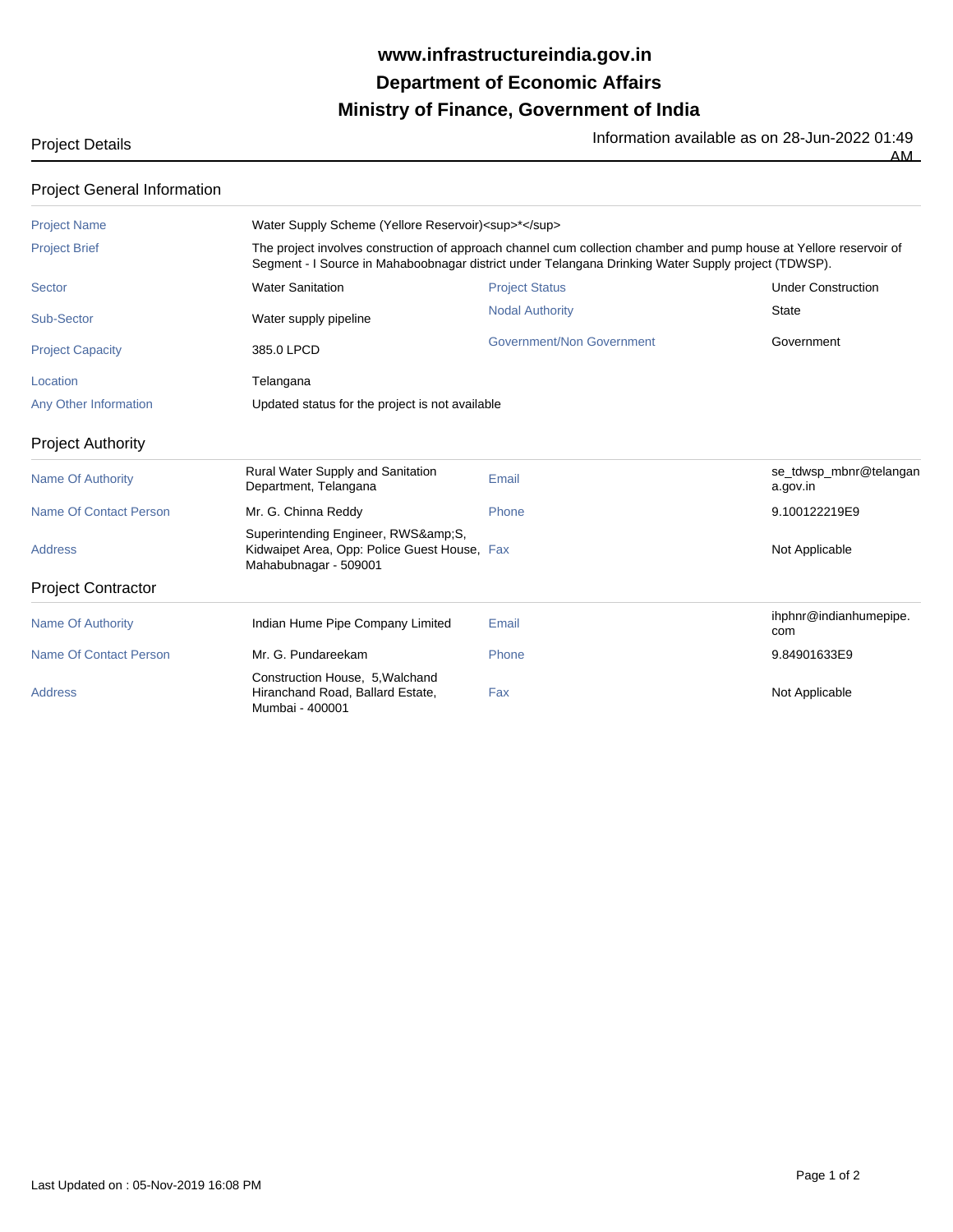# www.infrastructureindia.gov.in
# Department of Economic Affairs
# Ministry of Finance, Government of India

Project Details

Information available as on 28-Jun-2022 01:49 AM

## Project General Information

| | | | |
|---|---|---|---|
| Project Name | Water Supply Scheme (Yellore Reservoir)<sup>*</sup> | | |
| Project Brief | The project involves construction of approach channel cum collection chamber and pump house at Yellore reservoir of Segment - I Source in Mahaboobnagar district under Telangana Drinking Water Supply project (TDWSP). | | |
| Sector | Water Sanitation | Project Status | Under Construction |
| Sub-Sector | Water supply pipeline | Nodal Authority | State |
| Project Capacity | 385.0 LPCD | Government/Non Government | Government |
| Location | Telangana | | |
| Any Other Information | Updated status for the project is not available | | |

## Project Authority

| | | | |
|---|---|---|---|
| Name Of Authority | Rural Water Supply and Sanitation Department, Telangana | Email | se_tdwsp_mbnr@telangana.gov.in |
| Name Of Contact Person | Mr. G. Chinna Reddy | Phone | 9.100122219E9 |
| Address | Superintending Engineer, RWS&amp;S, Kidwaipet Area, Opp: Police Guest House, Mahabubnagar - 509001 | Fax | Not Applicable |

## Project Contractor

| | | | |
|---|---|---|---|
| Name Of Authority | Indian Hume Pipe Company Limited | Email | ihphnr@indianhumepipe.com |
| Name Of Contact Person | Mr. G. Pundareekam | Phone | 9.84901633E9 |
| Address | Construction House, 5,Walchand Hiranchand Road, Ballard Estate, Mumbai - 400001 | Fax | Not Applicable |

Last Updated on : 05-Nov-2019 16:08 PM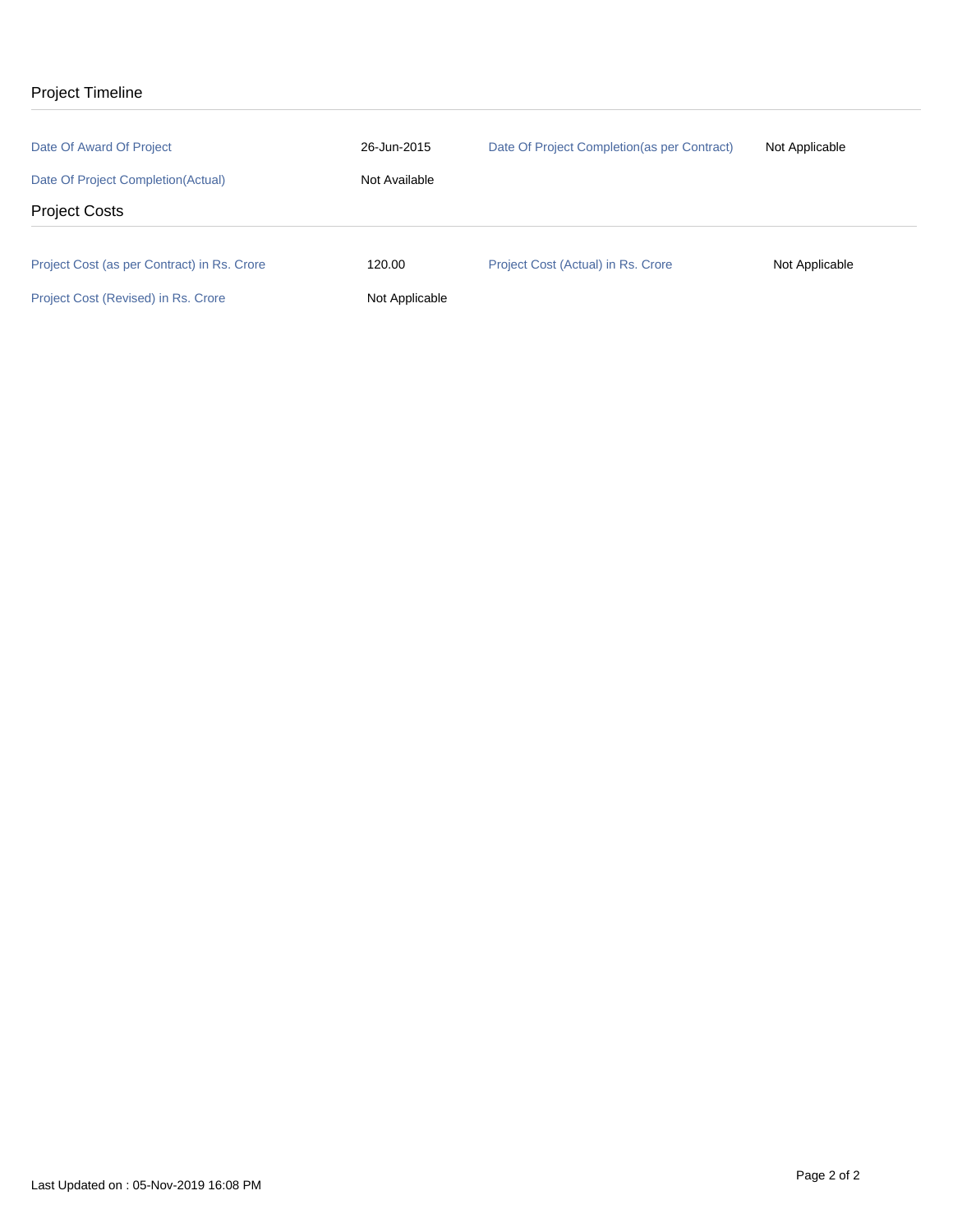## Project Timeline

| | | | |
|---|---|---|---|
| Date Of Award Of Project | 26-Jun-2015 | Date Of Project Completion(as per Contract) | Not Applicable |
| Date Of Project Completion(Actual) | Not Available | | |

## Project Costs

| | | | |
|---|---|---|---|
| Project Cost (as per Contract) in Rs. Crore | 120.00 | Project Cost (Actual) in Rs. Crore | Not Applicable |
| Project Cost (Revised) in Rs. Crore | Not Applicable | | |

Last Updated on : 05-Nov-2019 16:08 PM